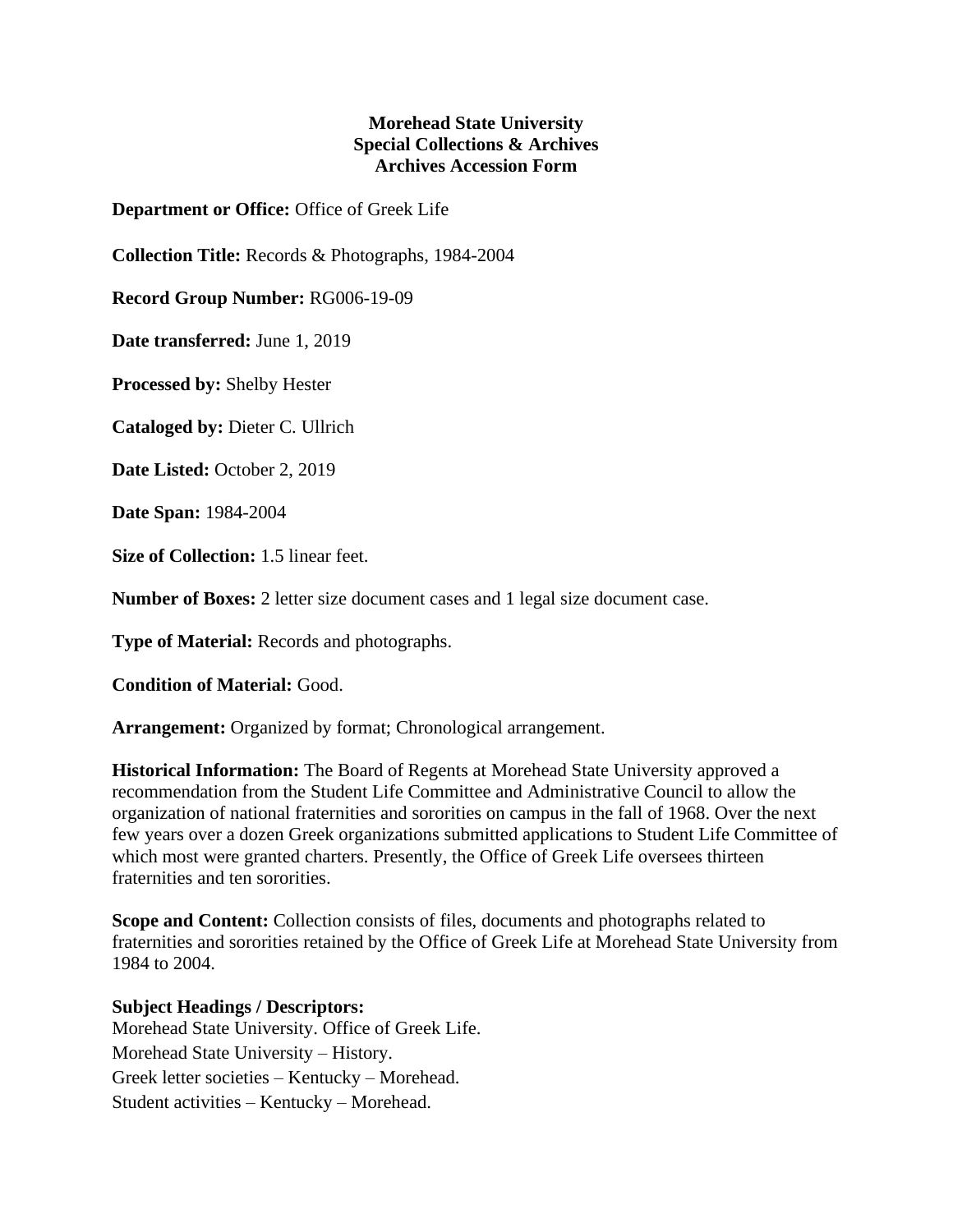# Morehead State University
## Special Collections & Archives
## Archives Accession Form

**Department or Office:** Office of Greek Life

**Collection Title:** Records & Photographs, 1984-2004

**Record Group Number:** RG006-19-09

**Date transferred:** June 1, 2019

**Processed by:** Shelby Hester

**Cataloged by:** Dieter C. Ullrich

**Date Listed:** October 2, 2019

**Date Span:** 1984-2004

**Size of Collection:** 1.5 linear feet.

**Number of Boxes:** 2 letter size document cases and 1 legal size document case.

**Type of Material:** Records and photographs.

**Condition of Material:** Good.

**Arrangement:** Organized by format; Chronological arrangement.

**Historical Information:** The Board of Regents at Morehead State University approved a recommendation from the Student Life Committee and Administrative Council to allow the organization of national fraternities and sororities on campus in the fall of 1968. Over the next few years over a dozen Greek organizations submitted applications to Student Life Committee of which most were granted charters. Presently, the Office of Greek Life oversees thirteen fraternities and ten sororities.

**Scope and Content:** Collection consists of files, documents and photographs related to fraternities and sororities retained by the Office of Greek Life at Morehead State University from 1984 to 2004.

**Subject Headings / Descriptors:**

Morehead State University. Office of Greek Life.
Morehead State University – History.
Greek letter societies – Kentucky – Morehead.
Student activities – Kentucky – Morehead.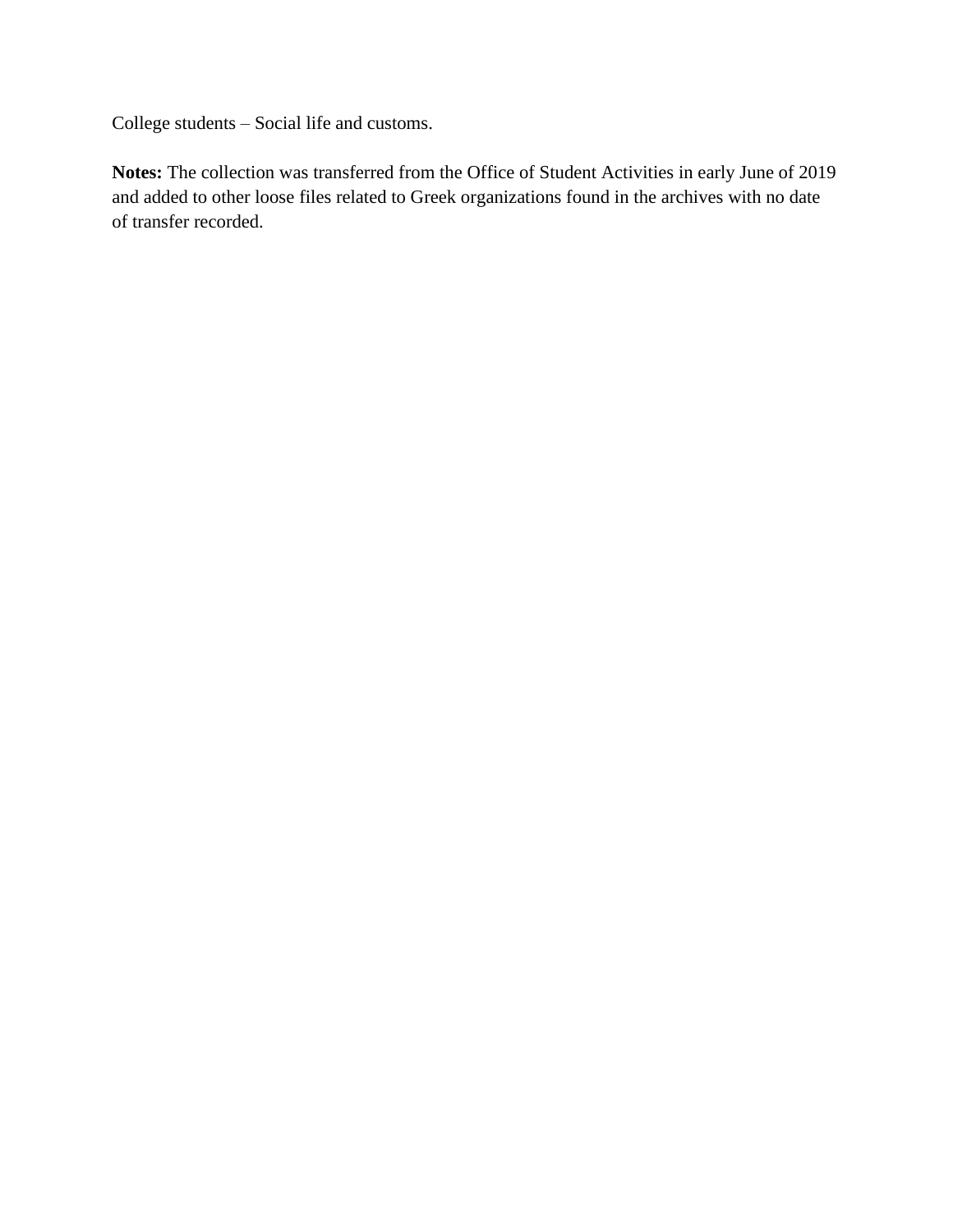College students – Social life and customs.

**Notes:** The collection was transferred from the Office of Student Activities in early June of 2019 and added to other loose files related to Greek organizations found in the archives with no date of transfer recorded.